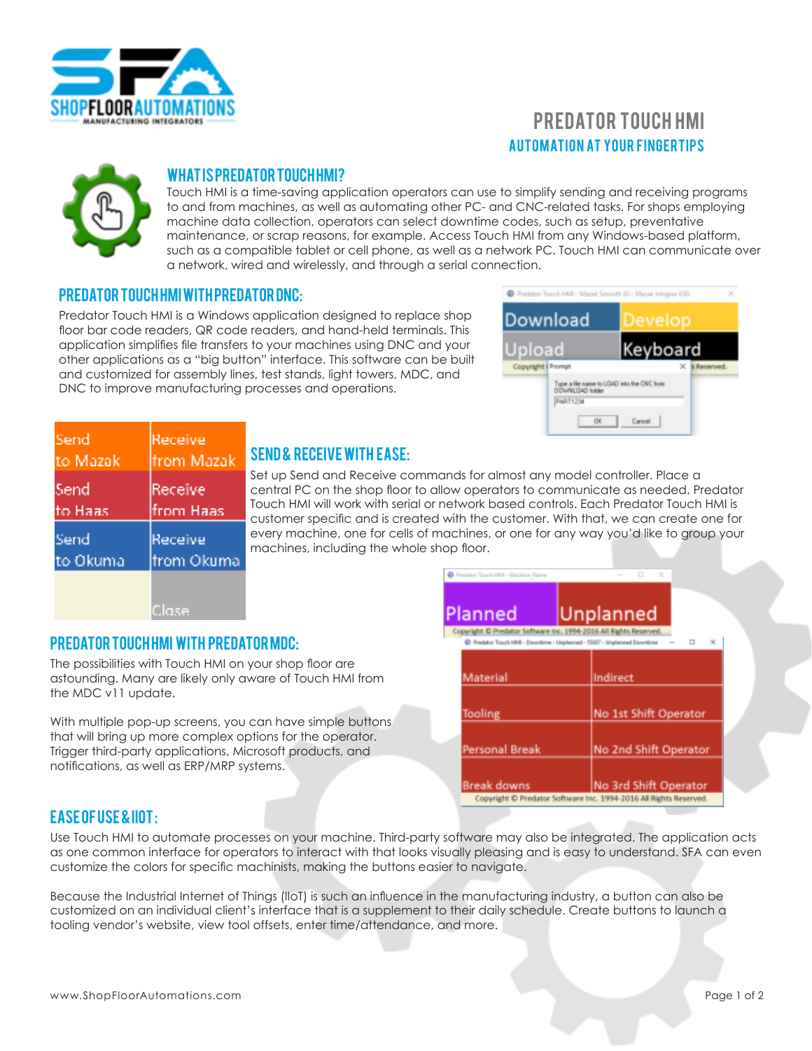# PREDATOR TOUCH HMI

## AUTOMATION AT YOUR FINGERTIPS

### WHAT IS PREDATOR TOUCH HMI?

Touch HMI is a time-saving application operators can use to simplify sending and receiving programs to and from machines, as well as automating other PC- and CNC-related tasks. For shops employing machine data collection, operators can select downtime codes, such as setup, preventative maintenance, or scrap reasons, for example. Access Touch HMI from any Windows-based platform, such as a compatible tablet or cell phone, as well as a network PC. Touch HMI can communicate over a network, wired and wirelessly, and through a serial connection.

### PREDATOR TOUCH HMI WITH PREDATOR DNC:

Predator Touch HMI is a Windows application designed to replace shop floor bar code readers, QR code readers, and hand-held terminals. This application simplifies file transfers to your machines using DNC and your other applications as a "big button" interface. This software can be built and customized for assembly lines, test stands, light towers, MDC, and DNC to improve manufacturing processes and operations.

### SEND & RECEIVE WITH EASE:

Set up Send and Receive commands for almost any model controller. Place a central PC on the shop floor to allow operators to communicate as needed. Predator Touch HMI will work with serial or network based controls. Each Predator Touch HMI is customer specific and is created with the customer. With that, we can create one for every machine, one for cells of machines, or one for any way you'd like to group your machines, including the whole shop floor.

### PREDATOR TOUCH HMI WITH PREDATOR MDC:

The possibilities with Touch HMI on your shop floor are astounding. Many are likely only aware of Touch HMI from the MDC v11 update.

With multiple pop-up screens, you can have simple buttons that will bring up more complex options for the operator. Trigger third-party applications, Microsoft products, and notifications, as well as ERP/MRP systems.

### EASE OF USE & IIOT:

Use Touch HMI to automate processes on your machine. Third-party software may also be integrated. The application acts as one common interface for operators to interact with that looks visually pleasing and is easy to understand. SFA can even customize the colors for specific machinists, making the buttons easier to navigate.

Because the Industrial Internet of Things (IIoT) is such an influence in the manufacturing industry, a button can also be customized on an individual client's interface that is a supplement to their daily schedule. Create buttons to launch a tooling vendor's website, view tool offsets, enter time/attendance, and more.

www.ShopFloorAutomations.com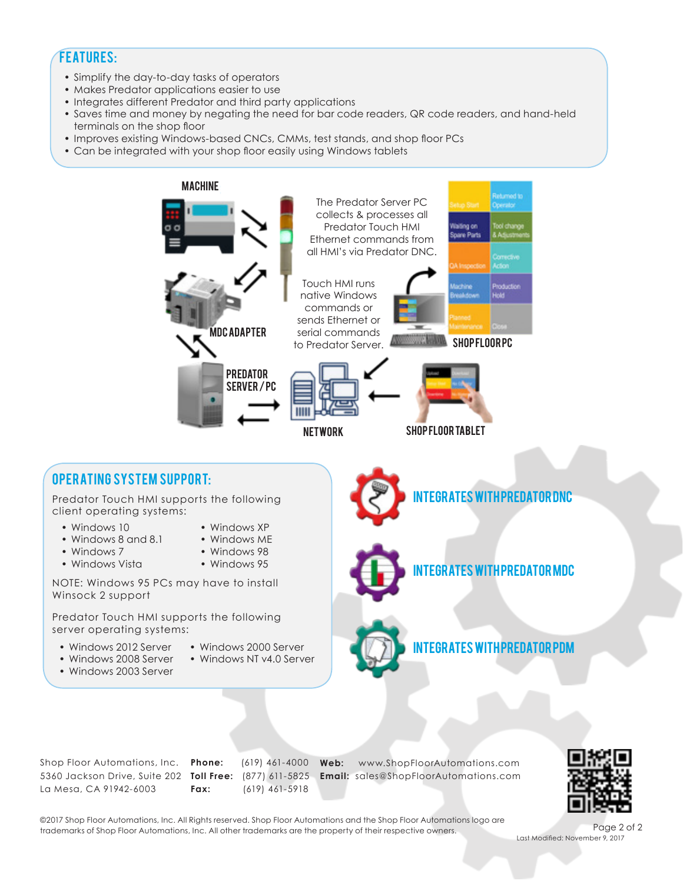## FEATURES:

- Simplify the day-to-day tasks of operators
- Makes Predator applications easier to use
- Integrates different Predator and third party applications
- Saves time and money by negating the need for bar code readers, QR code readers, and hand-held terminals on the shop floor
- Improves existing Windows-based CNCs, CMMs, test stands, and shop floor PCs
- Can be integrated with your shop floor easily using Windows tablets

MACHINE

MDC ADAPTER

PREDATOR SERVER / PC

NETWORK

SHOP FLOOR TABLET

SHOP FLOOR PC

The Predator Server PC collects & processes all Predator Touch HMI Ethernet commands from all HMI's via Predator DNC.

Touch HMI runs native Windows commands or sends Ethernet or serial commands to Predator Server.

Setup Start
Returned to Operator
Waiting on Spare Parts
Tool change & Adjustments
QA Inspection
Corrective Action
Machine Breakdown
Production Hold
Planned Maintenance
Close

## OPERATING SYSTEM SUPPORT:

Predator Touch HMI supports the following client operating systems:

- Windows 10
- Windows 8 and 8.1
- Windows 7
- Windows Vista
- Windows XP
- Windows ME
- Windows 98
- Windows 95

NOTE: Windows 95 PCs may have to install Winsock 2 support

Predator Touch HMI supports the following server operating systems:

- Windows 2012 Server
- Windows 2008 Server
- Windows 2003 Server
- Windows 2000 Server
- Windows NT v4.0 Server

## INTEGRATES WITH PREDATOR DNC

## INTEGRATES WITH PREDATOR MDC

## INTEGRATES WITH PREDATOR PDM

Shop Floor Automations, Inc.
5360 Jackson Drive, Suite 202
La Mesa, CA 91942-6003

**Phone:** (619) 461-4000
**Toll Free:** (877) 611-5825
**Fax:** (619) 461-5918

**Web:** www.ShopFloorAutomations.com
**Email:** sales@ShopFloorAutomations.com

©2017 Shop Floor Automations, Inc. All Rights reserved. Shop Floor Automations and the Shop Floor Automations logo are trademarks of Shop Floor Automations, Inc. All other trademarks are the property of their respective owners.

Last Modified: November 9, 2017